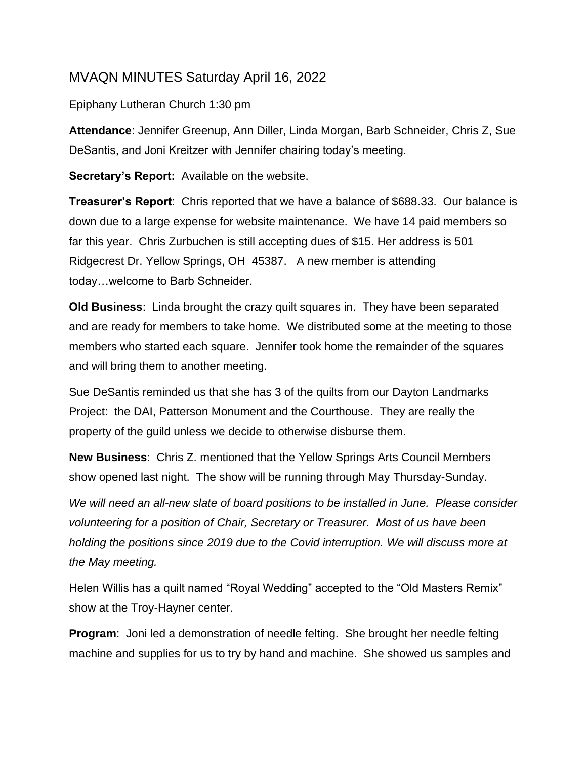# MVAQN MINUTES Saturday April 16, 2022

Epiphany Lutheran Church 1:30 pm

**Attendance**: Jennifer Greenup, Ann Diller, Linda Morgan, Barb Schneider, Chris Z, Sue DeSantis, and Joni Kreitzer with Jennifer chairing today's meeting.

**Secretary's Report:** Available on the website.

**Treasurer's Report**: Chris reported that we have a balance of $688.33. Our balance is down due to a large expense for website maintenance. We have 14 paid members so far this year. Chris Zurbuchen is still accepting dues of $15. Her address is 501 Ridgecrest Dr. Yellow Springs, OH 45387. A new member is attending today…welcome to Barb Schneider.

**Old Business**: Linda brought the crazy quilt squares in. They have been separated and are ready for members to take home. We distributed some at the meeting to those members who started each square. Jennifer took home the remainder of the squares and will bring them to another meeting.

Sue DeSantis reminded us that she has 3 of the quilts from our Dayton Landmarks Project: the DAI, Patterson Monument and the Courthouse. They are really the property of the guild unless we decide to otherwise disburse them.

**New Business**: Chris Z. mentioned that the Yellow Springs Arts Council Members show opened last night. The show will be running through May Thursday-Sunday.

*We will need an all-new slate of board positions to be installed in June. Please consider volunteering for a position of Chair, Secretary or Treasurer. Most of us have been holding the positions since 2019 due to the Covid interruption. We will discuss more at the May meeting.*

Helen Willis has a quilt named "Royal Wedding" accepted to the "Old Masters Remix" show at the Troy-Hayner center.

**Program**: Joni led a demonstration of needle felting. She brought her needle felting machine and supplies for us to try by hand and machine. She showed us samples and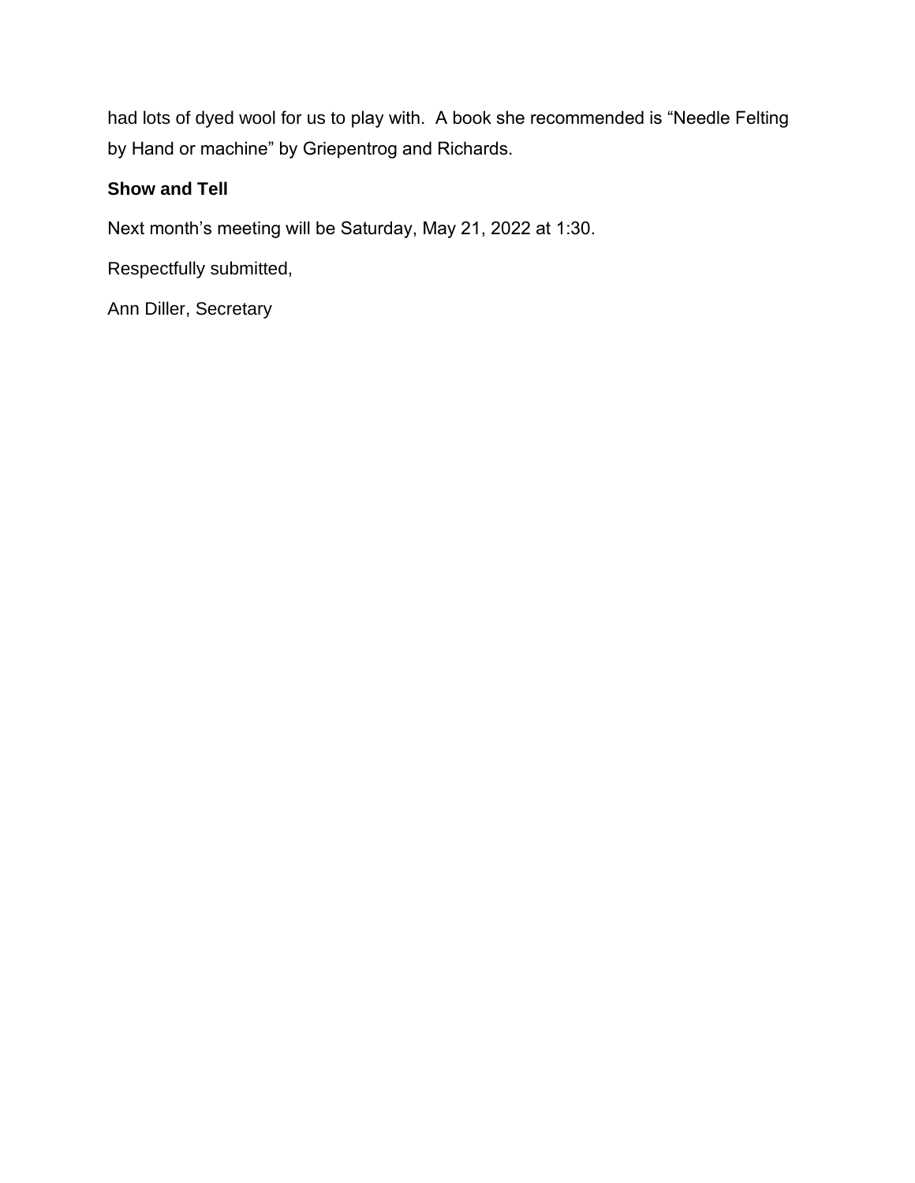had lots of dyed wool for us to play with. A book she recommended is "Needle Felting by Hand or machine" by Griepentrog and Richards.

**Show and Tell**

Next month's meeting will be Saturday, May 21, 2022 at 1:30.

Respectfully submitted,

Ann Diller, Secretary